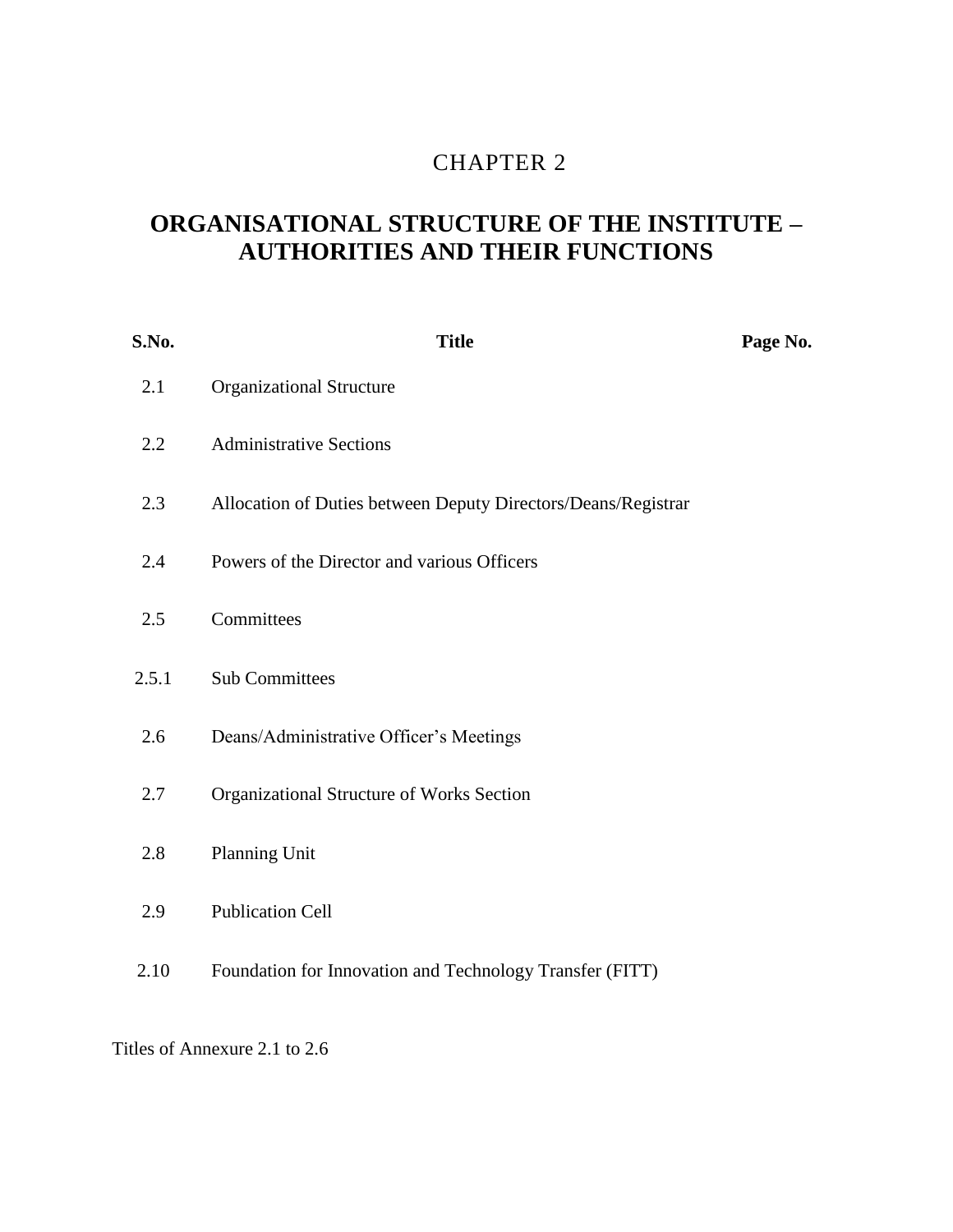# CHAPTER 2

## ORGANISATIONAL STRUCTURE OF THE INSTITUTE – AUTHORITIES AND THEIR FUNCTIONS

| S.No. | Title | Page No. |
|---|---|---|
| 2.1 | Organizational Structure | |
| 2.2 | Administrative Sections | |
| 2.3 | Allocation of Duties between Deputy Directors/Deans/Registrar | |
| 2.4 | Powers of the Director and various Officers | |
| 2.5 | Committees | |
| 2.5.1 | Sub Committees | |
| 2.6 | Deans/Administrative Officer's Meetings | |
| 2.7 | Organizational Structure of Works Section | |
| 2.8 | Planning Unit | |
| 2.9 | Publication Cell | |
| 2.10 | Foundation for Innovation and Technology Transfer (FITT) | |

Titles of Annexure 2.1 to 2.6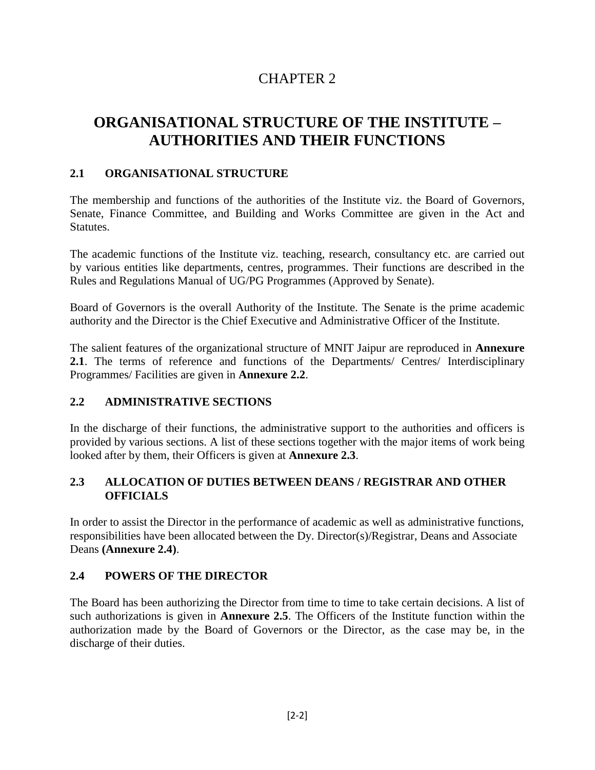# CHAPTER 2

# ORGANISATIONAL STRUCTURE OF THE INSTITUTE – AUTHORITIES AND THEIR FUNCTIONS

## 2.1 ORGANISATIONAL STRUCTURE

The membership and functions of the authorities of the Institute viz. the Board of Governors, Senate, Finance Committee, and Building and Works Committee are given in the Act and Statutes.

The academic functions of the Institute viz. teaching, research, consultancy etc. are carried out by various entities like departments, centres, programmes. Their functions are described in the Rules and Regulations Manual of UG/PG Programmes (Approved by Senate).

Board of Governors is the overall Authority of the Institute. The Senate is the prime academic authority and the Director is the Chief Executive and Administrative Officer of the Institute.

The salient features of the organizational structure of MNIT Jaipur are reproduced in **Annexure 2.1**. The terms of reference and functions of the Departments/ Centres/ Interdisciplinary Programmes/ Facilities are given in **Annexure 2.2**.

## 2.2 ADMINISTRATIVE SECTIONS

In the discharge of their functions, the administrative support to the authorities and officers is provided by various sections. A list of these sections together with the major items of work being looked after by them, their Officers is given at **Annexure 2.3**.

## 2.3 ALLOCATION OF DUTIES BETWEEN DEANS / REGISTRAR AND OTHER OFFICIALS

In order to assist the Director in the performance of academic as well as administrative functions, responsibilities have been allocated between the Dy. Director(s)/Registrar, Deans and Associate Deans **(Annexure 2.4)**.

## 2.4 POWERS OF THE DIRECTOR

The Board has been authorizing the Director from time to time to take certain decisions. A list of such authorizations is given in **Annexure 2.5**. The Officers of the Institute function within the authorization made by the Board of Governors or the Director, as the case may be, in the discharge of their duties.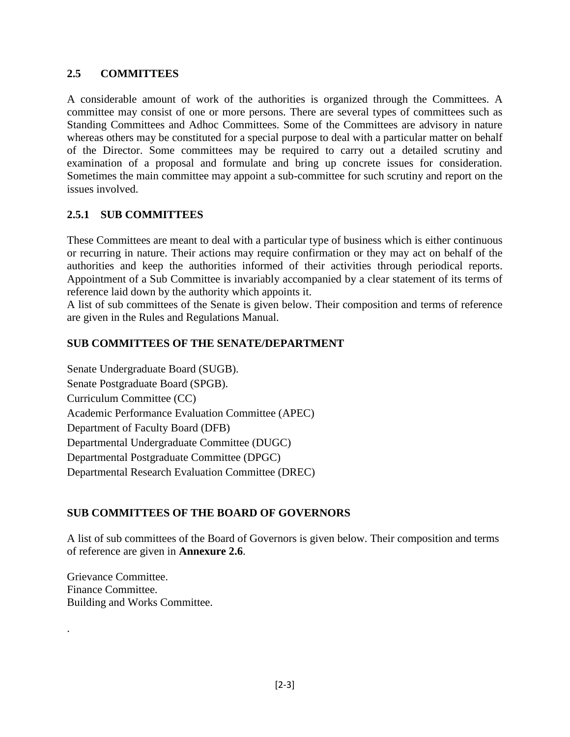## 2.5 COMMITTEES

A considerable amount of work of the authorities is organized through the Committees. A committee may consist of one or more persons. There are several types of committees such as Standing Committees and Adhoc Committees. Some of the Committees are advisory in nature whereas others may be constituted for a special purpose to deal with a particular matter on behalf of the Director. Some committees may be required to carry out a detailed scrutiny and examination of a proposal and formulate and bring up concrete issues for consideration. Sometimes the main committee may appoint a sub-committee for such scrutiny and report on the issues involved.

### 2.5.1 SUB COMMITTEES

These Committees are meant to deal with a particular type of business which is either continuous or recurring in nature. Their actions may require confirmation or they may act on behalf of the authorities and keep the authorities informed of their activities through periodical reports. Appointment of a Sub Committee is invariably accompanied by a clear statement of its terms of reference laid down by the authority which appoints it.

A list of sub committees of the Senate is given below. Their composition and terms of reference are given in the Rules and Regulations Manual.

**SUB COMMITTEES OF THE SENATE/DEPARTMENT**

Senate Undergraduate Board (SUGB).
Senate Postgraduate Board (SPGB).
Curriculum Committee (CC)
Academic Performance Evaluation Committee (APEC)
Department of Faculty Board (DFB)
Departmental Undergraduate Committee (DUGC)
Departmental Postgraduate Committee (DPGC)
Departmental Research Evaluation Committee (DREC)

**SUB COMMITTEES OF THE BOARD OF GOVERNORS**

A list of sub committees of the Board of Governors is given below. Their composition and terms of reference are given in **Annexure 2.6**.

Grievance Committee.
Finance Committee.
Building and Works Committee.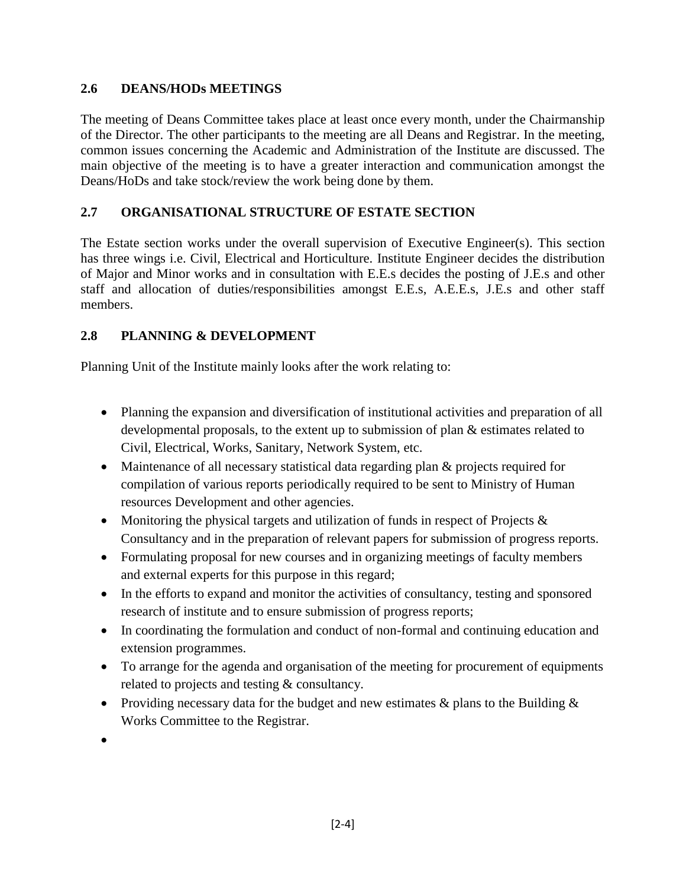## 2.6 DEANS/HODs MEETINGS

The meeting of Deans Committee takes place at least once every month, under the Chairmanship of the Director. The other participants to the meeting are all Deans and Registrar. In the meeting, common issues concerning the Academic and Administration of the Institute are discussed. The main objective of the meeting is to have a greater interaction and communication amongst the Deans/HoDs and take stock/review the work being done by them.

## 2.7 ORGANISATIONAL STRUCTURE OF ESTATE SECTION

The Estate section works under the overall supervision of Executive Engineer(s). This section has three wings i.e. Civil, Electrical and Horticulture. Institute Engineer decides the distribution of Major and Minor works and in consultation with E.E.s decides the posting of J.E.s and other staff and allocation of duties/responsibilities amongst E.E.s, A.E.E.s, J.E.s and other staff members.

## 2.8 PLANNING & DEVELOPMENT

Planning Unit of the Institute mainly looks after the work relating to:

- Planning the expansion and diversification of institutional activities and preparation of all developmental proposals, to the extent up to submission of plan & estimates related to Civil, Electrical, Works, Sanitary, Network System, etc.
- Maintenance of all necessary statistical data regarding plan & projects required for compilation of various reports periodically required to be sent to Ministry of Human resources Development and other agencies.
- Monitoring the physical targets and utilization of funds in respect of Projects & Consultancy and in the preparation of relevant papers for submission of progress reports.
- Formulating proposal for new courses and in organizing meetings of faculty members and external experts for this purpose in this regard;
- In the efforts to expand and monitor the activities of consultancy, testing and sponsored research of institute and to ensure submission of progress reports;
- In coordinating the formulation and conduct of non-formal and continuing education and extension programmes.
- To arrange for the agenda and organisation of the meeting for procurement of equipments related to projects and testing & consultancy.
- Providing necessary data for the budget and new estimates & plans to the Building & Works Committee to the Registrar.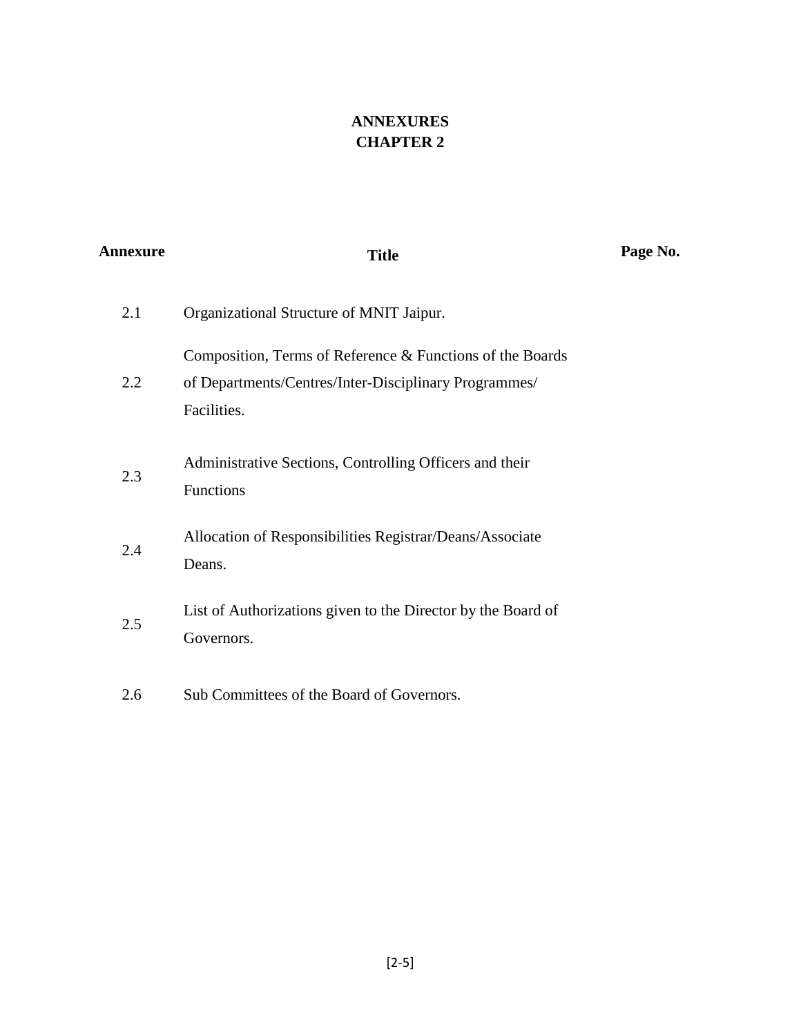# ANNEXURES
# CHAPTER 2

| Annexure | Title | Page No. |
|---|---|---|
| 2.1 | Organizational Structure of MNIT Jaipur. | |
| 2.2 | Composition, Terms of Reference & Functions of the Boards of Departments/Centres/Inter-Disciplinary Programmes/ Facilities. | |
| 2.3 | Administrative Sections, Controlling Officers and their Functions | |
| 2.4 | Allocation of Responsibilities Registrar/Deans/Associate Deans. | |
| 2.5 | List of Authorizations given to the Director by the Board of Governors. | |
| 2.6 | Sub Committees of the Board of Governors. | |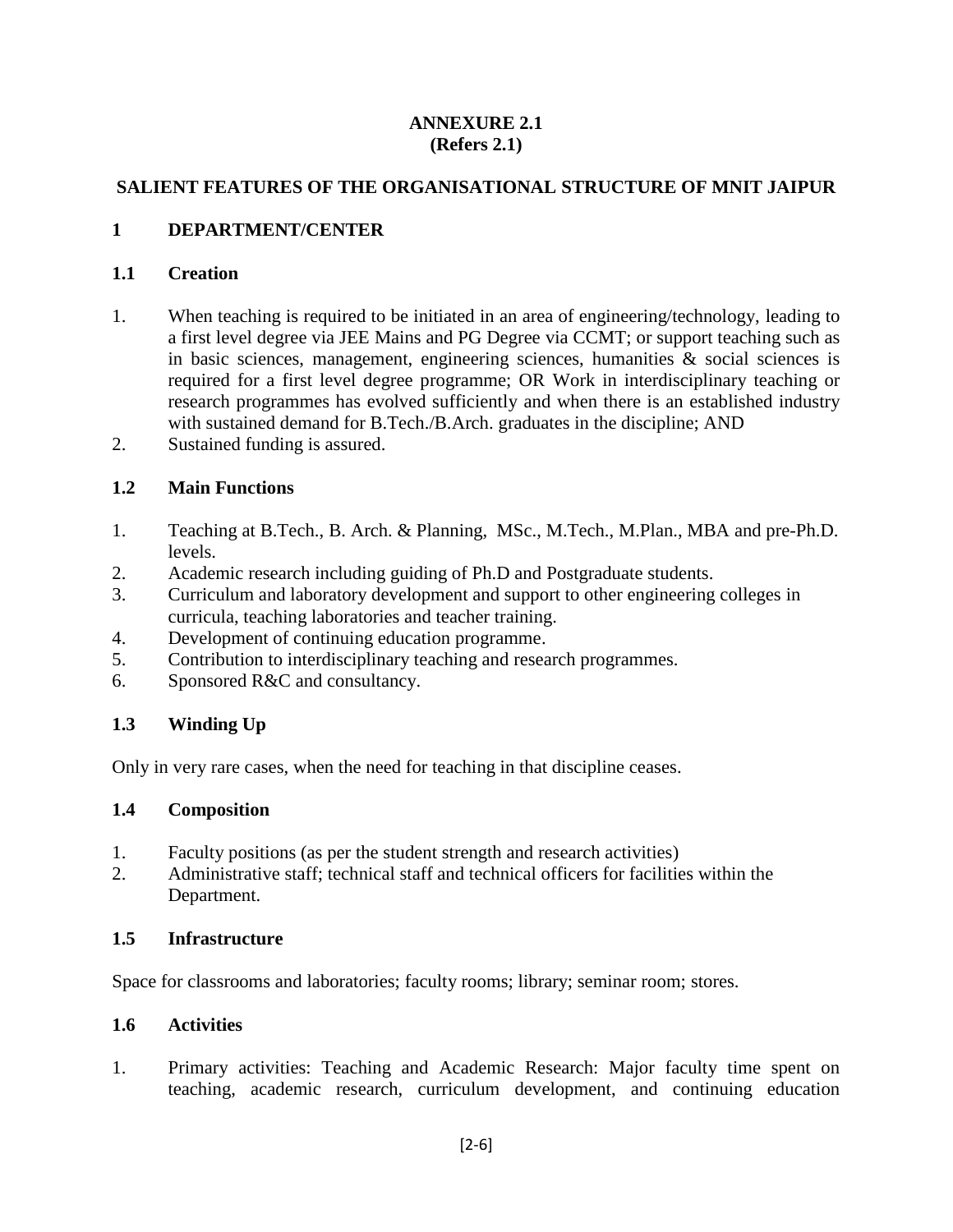**ANNEXURE 2.1**
**(Refers 2.1)**

## SALIENT FEATURES OF THE ORGANISATIONAL STRUCTURE OF MNIT JAIPUR

## 1 DEPARTMENT/CENTER

### 1.1 Creation

1. When teaching is required to be initiated in an area of engineering/technology, leading to a first level degree via JEE Mains and PG Degree via CCMT; or support teaching such as in basic sciences, management, engineering sciences, humanities & social sciences is required for a first level degree programme; OR Work in interdisciplinary teaching or research programmes has evolved sufficiently and when there is an established industry with sustained demand for B.Tech./B.Arch. graduates in the discipline; AND
2. Sustained funding is assured.

### 1.2 Main Functions

1. Teaching at B.Tech., B. Arch. & Planning, MSc., M.Tech., M.Plan., MBA and pre-Ph.D. levels.
2. Academic research including guiding of Ph.D and Postgraduate students.
3. Curriculum and laboratory development and support to other engineering colleges in curricula, teaching laboratories and teacher training.
4. Development of continuing education programme.
5. Contribution to interdisciplinary teaching and research programmes.
6. Sponsored R&C and consultancy.

### 1.3 Winding Up

Only in very rare cases, when the need for teaching in that discipline ceases.

### 1.4 Composition

1. Faculty positions (as per the student strength and research activities)
2. Administrative staff; technical staff and technical officers for facilities within the Department.

### 1.5 Infrastructure

Space for classrooms and laboratories; faculty rooms; library; seminar room; stores.

### 1.6 Activities

1. Primary activities: Teaching and Academic Research: Major faculty time spent on teaching, academic research, curriculum development, and continuing education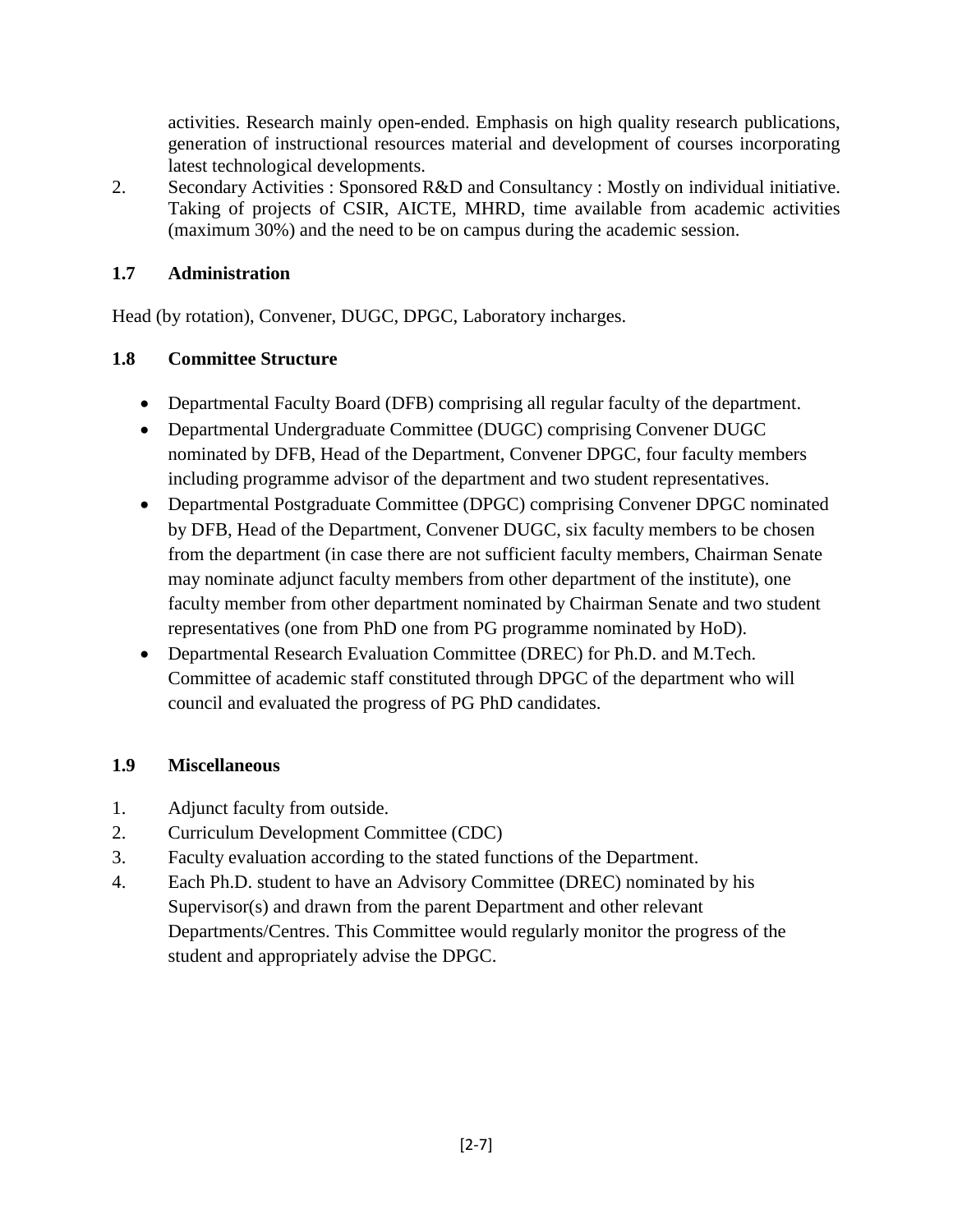activities. Research mainly open-ended. Emphasis on high quality research publications, generation of instructional resources material and development of courses incorporating latest technological developments.

2. Secondary Activities : Sponsored R&D and Consultancy : Mostly on individual initiative. Taking of projects of CSIR, AICTE, MHRD, time available from academic activities (maximum 30%) and the need to be on campus during the academic session.

### 1.7 Administration

Head (by rotation), Convener, DUGC, DPGC, Laboratory incharges.

### 1.8 Committee Structure

- Departmental Faculty Board (DFB) comprising all regular faculty of the department.
- Departmental Undergraduate Committee (DUGC) comprising Convener DUGC nominated by DFB, Head of the Department, Convener DPGC, four faculty members including programme advisor of the department and two student representatives.
- Departmental Postgraduate Committee (DPGC) comprising Convener DPGC nominated by DFB, Head of the Department, Convener DUGC, six faculty members to be chosen from the department (in case there are not sufficient faculty members, Chairman Senate may nominate adjunct faculty members from other department of the institute), one faculty member from other department nominated by Chairman Senate and two student representatives (one from PhD one from PG programme nominated by HoD).
- Departmental Research Evaluation Committee (DREC) for Ph.D. and M.Tech. Committee of academic staff constituted through DPGC of the department who will council and evaluated the progress of PG PhD candidates.

### 1.9 Miscellaneous

1. Adjunct faculty from outside.
2. Curriculum Development Committee (CDC)
3. Faculty evaluation according to the stated functions of the Department.
4. Each Ph.D. student to have an Advisory Committee (DREC) nominated by his Supervisor(s) and drawn from the parent Department and other relevant Departments/Centres. This Committee would regularly monitor the progress of the student and appropriately advise the DPGC.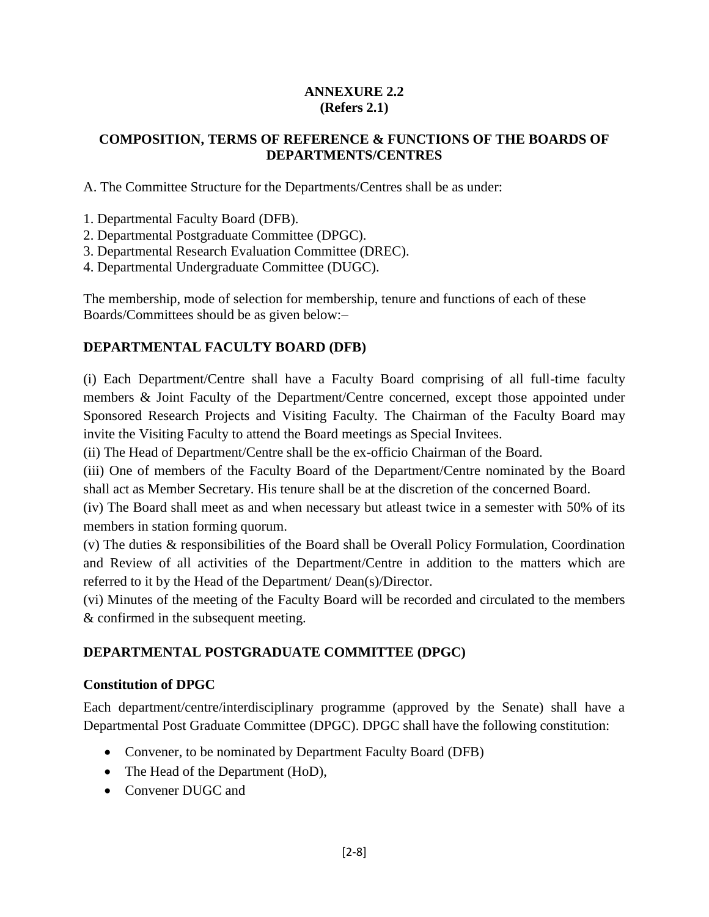**ANNEXURE 2.2**
**(Refers 2.1)**

## COMPOSITION, TERMS OF REFERENCE & FUNCTIONS OF THE BOARDS OF DEPARTMENTS/CENTRES

A. The Committee Structure for the Departments/Centres shall be as under:

1. Departmental Faculty Board (DFB).
2. Departmental Postgraduate Committee (DPGC).
3. Departmental Research Evaluation Committee (DREC).
4. Departmental Undergraduate Committee (DUGC).

The membership, mode of selection for membership, tenure and functions of each of these Boards/Committees should be as given below:–

### DEPARTMENTAL FACULTY BOARD (DFB)

(i) Each Department/Centre shall have a Faculty Board comprising of all full-time faculty members & Joint Faculty of the Department/Centre concerned, except those appointed under Sponsored Research Projects and Visiting Faculty. The Chairman of the Faculty Board may invite the Visiting Faculty to attend the Board meetings as Special Invitees.

(ii) The Head of Department/Centre shall be the ex-officio Chairman of the Board.

(iii) One of members of the Faculty Board of the Department/Centre nominated by the Board shall act as Member Secretary. His tenure shall be at the discretion of the concerned Board.

(iv) The Board shall meet as and when necessary but atleast twice in a semester with 50% of its members in station forming quorum.

(v) The duties & responsibilities of the Board shall be Overall Policy Formulation, Coordination and Review of all activities of the Department/Centre in addition to the matters which are referred to it by the Head of the Department/ Dean(s)/Director.

(vi) Minutes of the meeting of the Faculty Board will be recorded and circulated to the members & confirmed in the subsequent meeting.

### DEPARTMENTAL POSTGRADUATE COMMITTEE (DPGC)

#### Constitution of DPGC

Each department/centre/interdisciplinary programme (approved by the Senate) shall have a Departmental Post Graduate Committee (DPGC). DPGC shall have the following constitution:

- Convener, to be nominated by Department Faculty Board (DFB)
- The Head of the Department (HoD),
- Convener DUGC and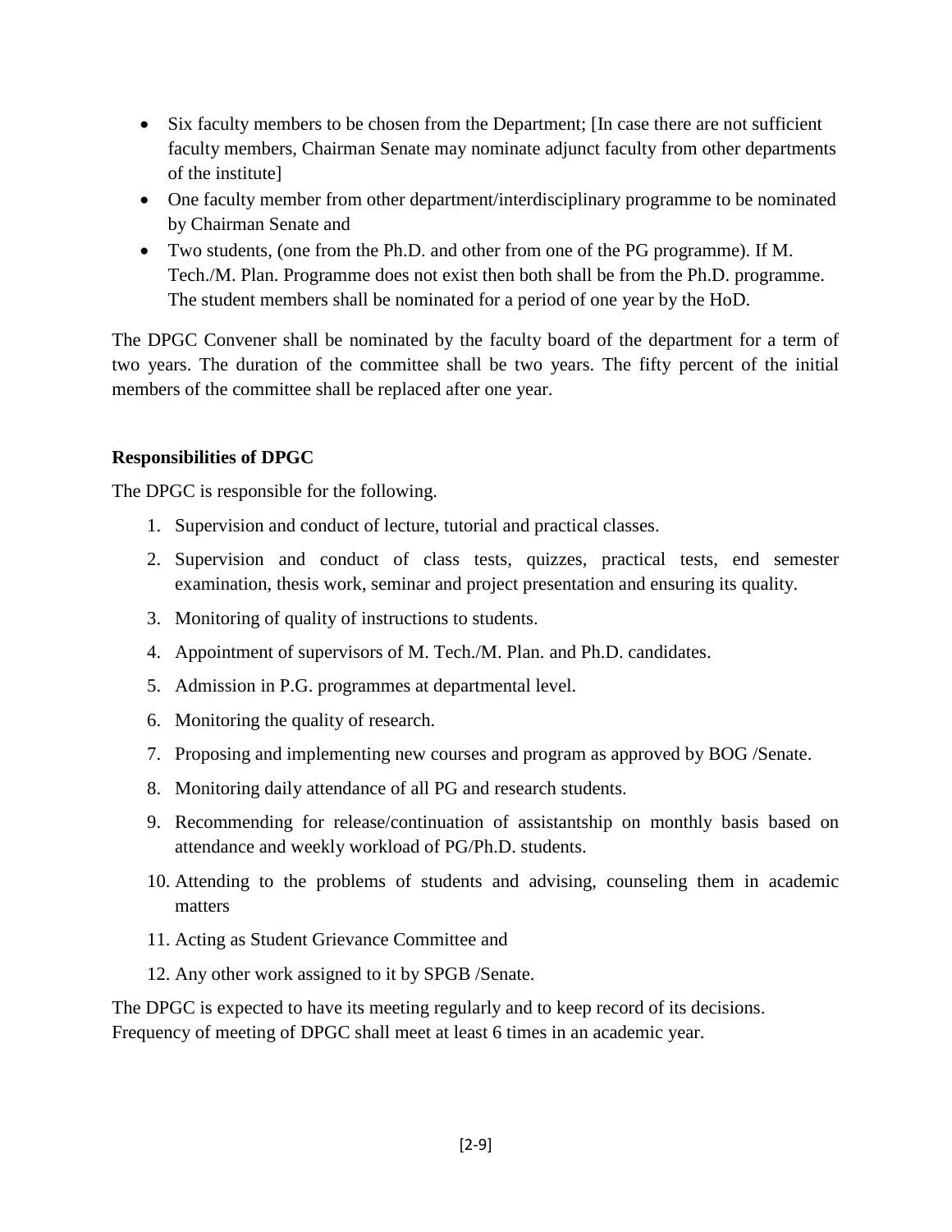- Six faculty members to be chosen from the Department; [In case there are not sufficient faculty members, Chairman Senate may nominate adjunct faculty from other departments of the institute]
- One faculty member from other department/interdisciplinary programme to be nominated by Chairman Senate and
- Two students, (one from the Ph.D. and other from one of the PG programme). If M. Tech./M. Plan. Programme does not exist then both shall be from the Ph.D. programme. The student members shall be nominated for a period of one year by the HoD.

The DPGC Convener shall be nominated by the faculty board of the department for a term of two years. The duration of the committee shall be two years. The fifty percent of the initial members of the committee shall be replaced after one year.

**Responsibilities of DPGC**

The DPGC is responsible for the following.

1. Supervision and conduct of lecture, tutorial and practical classes.
2. Supervision and conduct of class tests, quizzes, practical tests, end semester examination, thesis work, seminar and project presentation and ensuring its quality.
3. Monitoring of quality of instructions to students.
4. Appointment of supervisors of M. Tech./M. Plan. and Ph.D. candidates.
5. Admission in P.G. programmes at departmental level.
6. Monitoring the quality of research.
7. Proposing and implementing new courses and program as approved by BOG /Senate.
8. Monitoring daily attendance of all PG and research students.
9. Recommending for release/continuation of assistantship on monthly basis based on attendance and weekly workload of PG/Ph.D. students.
10. Attending to the problems of students and advising, counseling them in academic matters
11. Acting as Student Grievance Committee and
12. Any other work assigned to it by SPGB /Senate.

The DPGC is expected to have its meeting regularly and to keep record of its decisions. Frequency of meeting of DPGC shall meet at least 6 times in an academic year.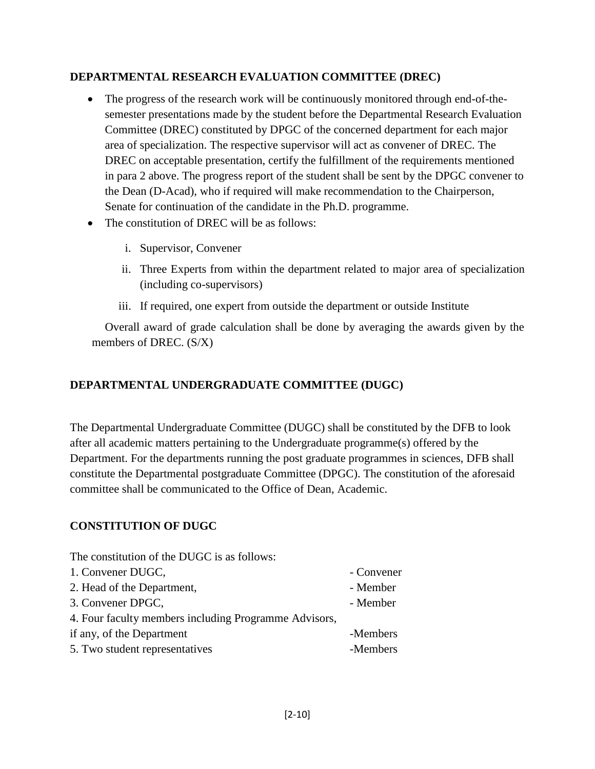### DEPARTMENTAL RESEARCH EVALUATION COMMITTEE (DREC)

- The progress of the research work will be continuously monitored through end-of-the-semester presentations made by the student before the Departmental Research Evaluation Committee (DREC) constituted by DPGC of the concerned department for each major area of specialization. The respective supervisor will act as convener of DREC. The DREC on acceptable presentation, certify the fulfillment of the requirements mentioned in para 2 above. The progress report of the student shall be sent by the DPGC convener to the Dean (D-Acad), who if required will make recommendation to the Chairperson, Senate for continuation of the candidate in the Ph.D. programme.
- The constitution of DREC will be as follows:
    1. Supervisor, Convener
    2. Three Experts from within the department related to major area of specialization (including co-supervisors)
    3. If required, one expert from outside the department or outside Institute

Overall award of grade calculation shall be done by averaging the awards given by the members of DREC. (S/X)

### DEPARTMENTAL UNDERGRADUATE COMMITTEE (DUGC)

The Departmental Undergraduate Committee (DUGC) shall be constituted by the DFB to look after all academic matters pertaining to the Undergraduate programme(s) offered by the Department. For the departments running the post graduate programmes in sciences, DFB shall constitute the Departmental postgraduate Committee (DPGC). The constitution of the aforesaid committee shall be communicated to the Office of Dean, Academic.

### CONSTITUTION OF DUGC

The constitution of the DUGC is as follows:

| | |
|---|---|
| 1. Convener DUGC, | - Convener |
| 2. Head of the Department, | - Member |
| 3. Convener DPGC, | - Member |
| 4. Four faculty members including Programme Advisors, if any, of the Department | -Members |
| 5. Two student representatives | -Members |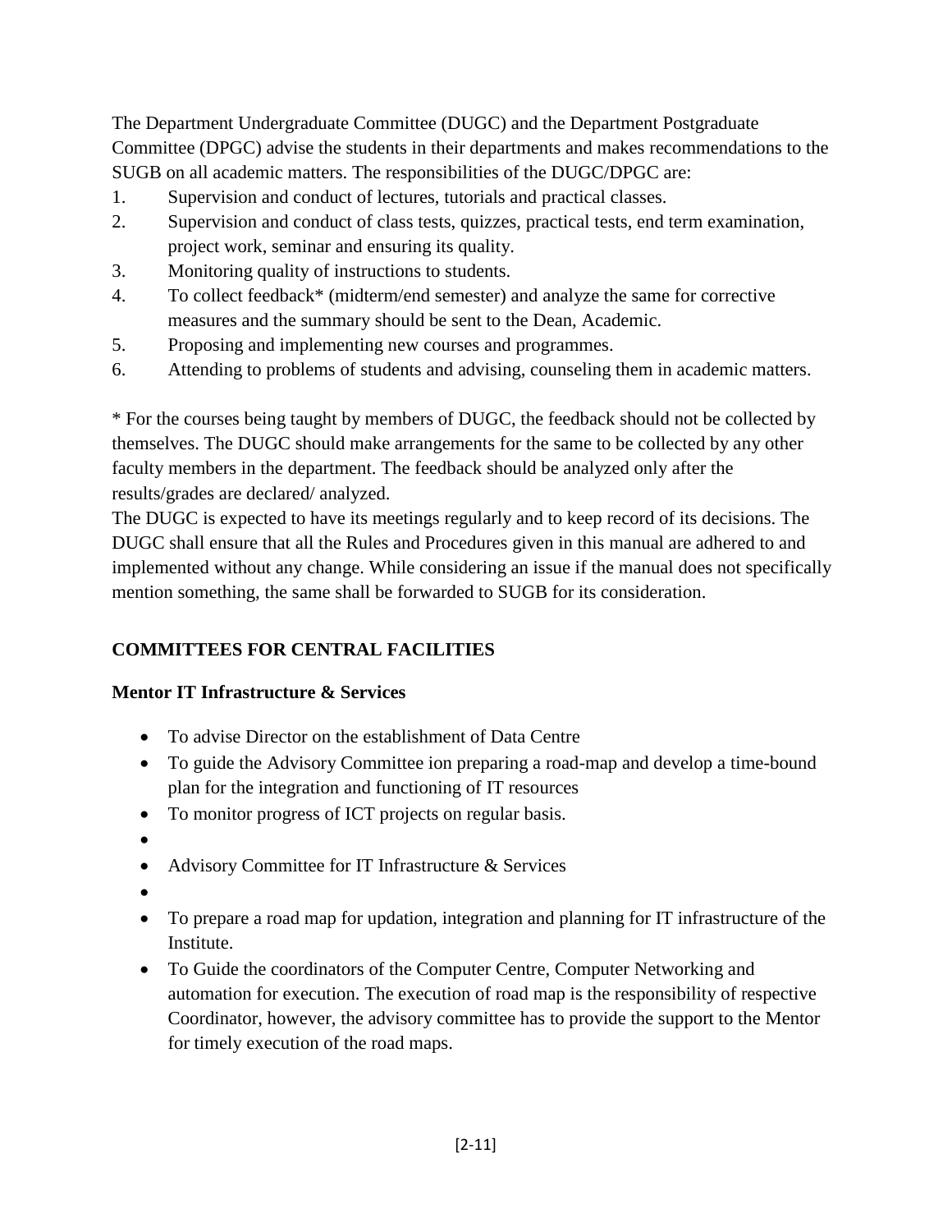The Department Undergraduate Committee (DUGC) and the Department Postgraduate Committee (DPGC) advise the students in their departments and makes recommendations to the SUGB on all academic matters. The responsibilities of the DUGC/DPGC are:

1. Supervision and conduct of lectures, tutorials and practical classes.
2. Supervision and conduct of class tests, quizzes, practical tests, end term examination, project work, seminar and ensuring its quality.
3. Monitoring quality of instructions to students.
4. To collect feedback* (midterm/end semester) and analyze the same for corrective measures and the summary should be sent to the Dean, Academic.
5. Proposing and implementing new courses and programmes.
6. Attending to problems of students and advising, counseling them in academic matters.

\* For the courses being taught by members of DUGC, the feedback should not be collected by themselves. The DUGC should make arrangements for the same to be collected by any other faculty members in the department. The feedback should be analyzed only after the results/grades are declared/ analyzed.

The DUGC is expected to have its meetings regularly and to keep record of its decisions. The DUGC shall ensure that all the Rules and Procedures given in this manual are adhered to and implemented without any change. While considering an issue if the manual does not specifically mention something, the same shall be forwarded to SUGB for its consideration.

## COMMITTEES FOR CENTRAL FACILITIES

### Mentor IT Infrastructure & Services

- To advise Director on the establishment of Data Centre
- To guide the Advisory Committee ion preparing a road-map and develop a time-bound plan for the integration and functioning of IT resources
- To monitor progress of ICT projects on regular basis.
- 
- Advisory Committee for IT Infrastructure & Services
- 
- To prepare a road map for updation, integration and planning for IT infrastructure of the Institute.
- To Guide the coordinators of the Computer Centre, Computer Networking and automation for execution. The execution of road map is the responsibility of respective Coordinator, however, the advisory committee has to provide the support to the Mentor for timely execution of the road maps.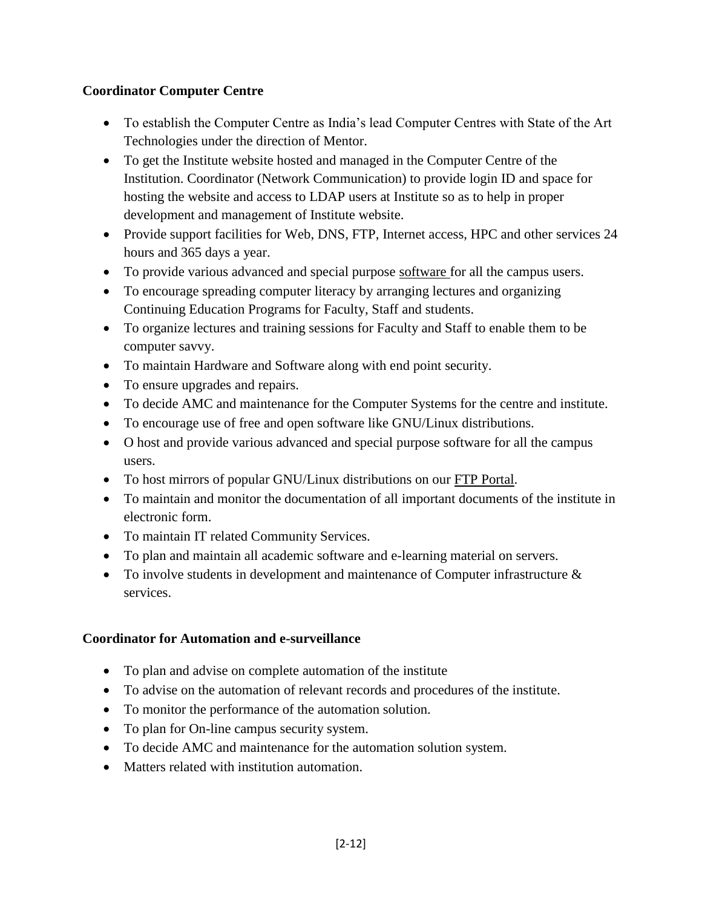**Coordinator Computer Centre**

- To establish the Computer Centre as India's lead Computer Centres with State of the Art Technologies under the direction of Mentor.
- To get the Institute website hosted and managed in the Computer Centre of the Institution. Coordinator (Network Communication) to provide login ID and space for hosting the website and access to LDAP users at Institute so as to help in proper development and management of Institute website.
- Provide support facilities for Web, DNS, FTP, Internet access, HPC and other services 24 hours and 365 days a year.
- To provide various advanced and special purpose software for all the campus users.
- To encourage spreading computer literacy by arranging lectures and organizing Continuing Education Programs for Faculty, Staff and students.
- To organize lectures and training sessions for Faculty and Staff to enable them to be computer savvy.
- To maintain Hardware and Software along with end point security.
- To ensure upgrades and repairs.
- To decide AMC and maintenance for the Computer Systems for the centre and institute.
- To encourage use of free and open software like GNU/Linux distributions.
- O host and provide various advanced and special purpose software for all the campus users.
- To host mirrors of popular GNU/Linux distributions on our FTP Portal.
- To maintain and monitor the documentation of all important documents of the institute in electronic form.
- To maintain IT related Community Services.
- To plan and maintain all academic software and e-learning material on servers.
- To involve students in development and maintenance of Computer infrastructure & services.

**Coordinator for Automation and e-surveillance**

- To plan and advise on complete automation of the institute
- To advise on the automation of relevant records and procedures of the institute.
- To monitor the performance of the automation solution.
- To plan for On-line campus security system.
- To decide AMC and maintenance for the automation solution system.
- Matters related with institution automation.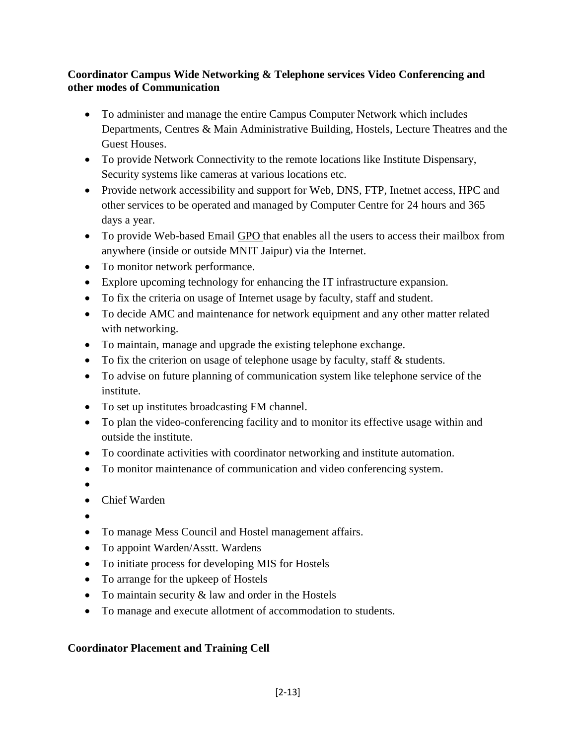**Coordinator Campus Wide Networking & Telephone services Video Conferencing and other modes of Communication**

- To administer and manage the entire Campus Computer Network which includes Departments, Centres & Main Administrative Building, Hostels, Lecture Theatres and the Guest Houses.
- To provide Network Connectivity to the remote locations like Institute Dispensary, Security systems like cameras at various locations etc.
- Provide network accessibility and support for Web, DNS, FTP, Inetnet access, HPC and other services to be operated and managed by Computer Centre for 24 hours and 365 days a year.
- To provide Web-based Email GPO that enables all the users to access their mailbox from anywhere (inside or outside MNIT Jaipur) via the Internet.
- To monitor network performance.
- Explore upcoming technology for enhancing the IT infrastructure expansion.
- To fix the criteria on usage of Internet usage by faculty, staff and student.
- To decide AMC and maintenance for network equipment and any other matter related with networking.
- To maintain, manage and upgrade the existing telephone exchange.
- To fix the criterion on usage of telephone usage by faculty, staff & students.
- To advise on future planning of communication system like telephone service of the institute.
- To set up institutes broadcasting FM channel.
- To plan the video-conferencing facility and to monitor its effective usage within and outside the institute.
- To coordinate activities with coordinator networking and institute automation.
- To monitor maintenance of communication and video conferencing system.
- 
- Chief Warden
- 
- To manage Mess Council and Hostel management affairs.
- To appoint Warden/Asstt. Wardens
- To initiate process for developing MIS for Hostels
- To arrange for the upkeep of Hostels
- To maintain security & law and order in the Hostels
- To manage and execute allotment of accommodation to students.

**Coordinator Placement and Training Cell**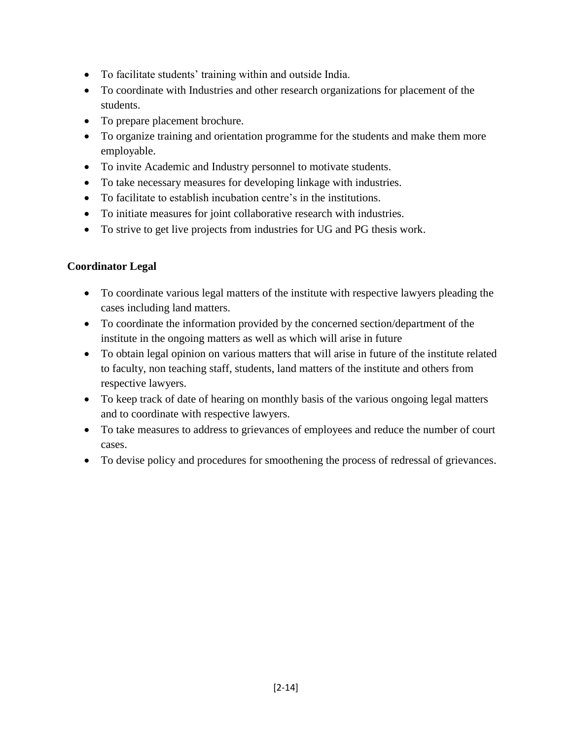- To facilitate students' training within and outside India.
- To coordinate with Industries and other research organizations for placement of the students.
- To prepare placement brochure.
- To organize training and orientation programme for the students and make them more employable.
- To invite Academic and Industry personnel to motivate students.
- To take necessary measures for developing linkage with industries.
- To facilitate to establish incubation centre's in the institutions.
- To initiate measures for joint collaborative research with industries.
- To strive to get live projects from industries for UG and PG thesis work.

**Coordinator Legal**

- To coordinate various legal matters of the institute with respective lawyers pleading the cases including land matters.
- To coordinate the information provided by the concerned section/department of the institute in the ongoing matters as well as which will arise in future
- To obtain legal opinion on various matters that will arise in future of the institute related to faculty, non teaching staff, students, land matters of the institute and others from respective lawyers.
- To keep track of date of hearing on monthly basis of the various ongoing legal matters and to coordinate with respective lawyers.
- To take measures to address to grievances of employees and reduce the number of court cases.
- To devise policy and procedures for smoothening the process of redressal of grievances.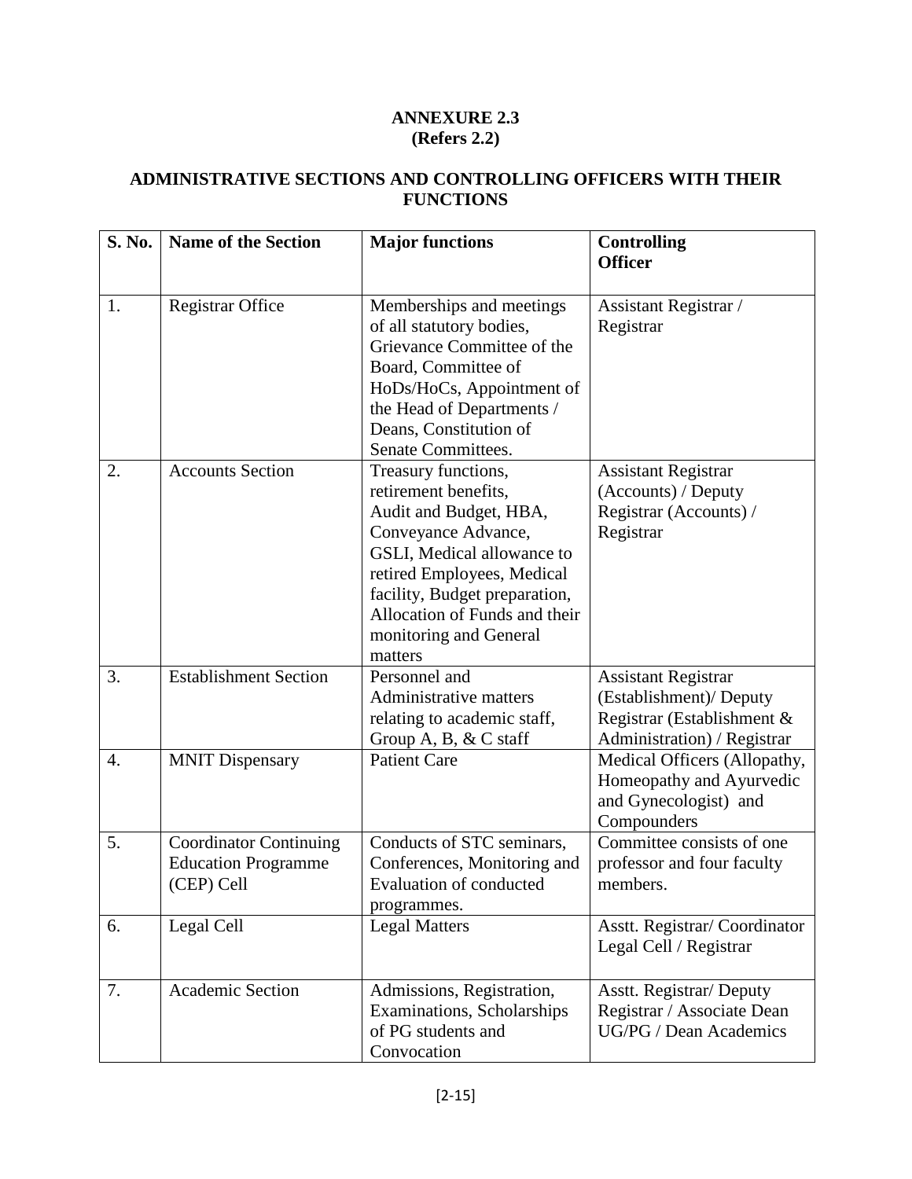**ANNEXURE 2.3**
**(Refers 2.2)**

## ADMINISTRATIVE SECTIONS AND CONTROLLING OFFICERS WITH THEIR FUNCTIONS

| S. No. | Name of the Section | Major functions | Controlling Officer |
|---|---|---|---|
| 1. | Registrar Office | Memberships and meetings of all statutory bodies, Grievance Committee of the Board, Committee of HoDs/HoCs, Appointment of the Head of Departments / Deans, Constitution of Senate Committees. | Assistant Registrar / Registrar |
| 2. | Accounts Section | Treasury functions, retirement benefits, Audit and Budget, HBA, Conveyance Advance, GSLI, Medical allowance to retired Employees, Medical facility, Budget preparation, Allocation of Funds and their monitoring and General matters | Assistant Registrar (Accounts) / Deputy Registrar (Accounts) / Registrar |
| 3. | Establishment Section | Personnel and Administrative matters relating to academic staff, Group A, B, & C staff | Assistant Registrar (Establishment)/ Deputy Registrar (Establishment & Administration) / Registrar |
| 4. | MNIT Dispensary | Patient Care | Medical Officers (Allopathy, Homeopathy and Ayurvedic and Gynecologist) and Compounders |
| 5. | Coordinator Continuing Education Programme (CEP) Cell | Conducts of STC seminars, Conferences, Monitoring and Evaluation of conducted programmes. | Committee consists of one professor and four faculty members. |
| 6. | Legal Cell | Legal Matters | Asstt. Registrar/ Coordinator Legal Cell / Registrar |
| 7. | Academic Section | Admissions, Registration, Examinations, Scholarships of PG students and Convocation | Asstt. Registrar/ Deputy Registrar / Associate Dean UG/PG / Dean Academics |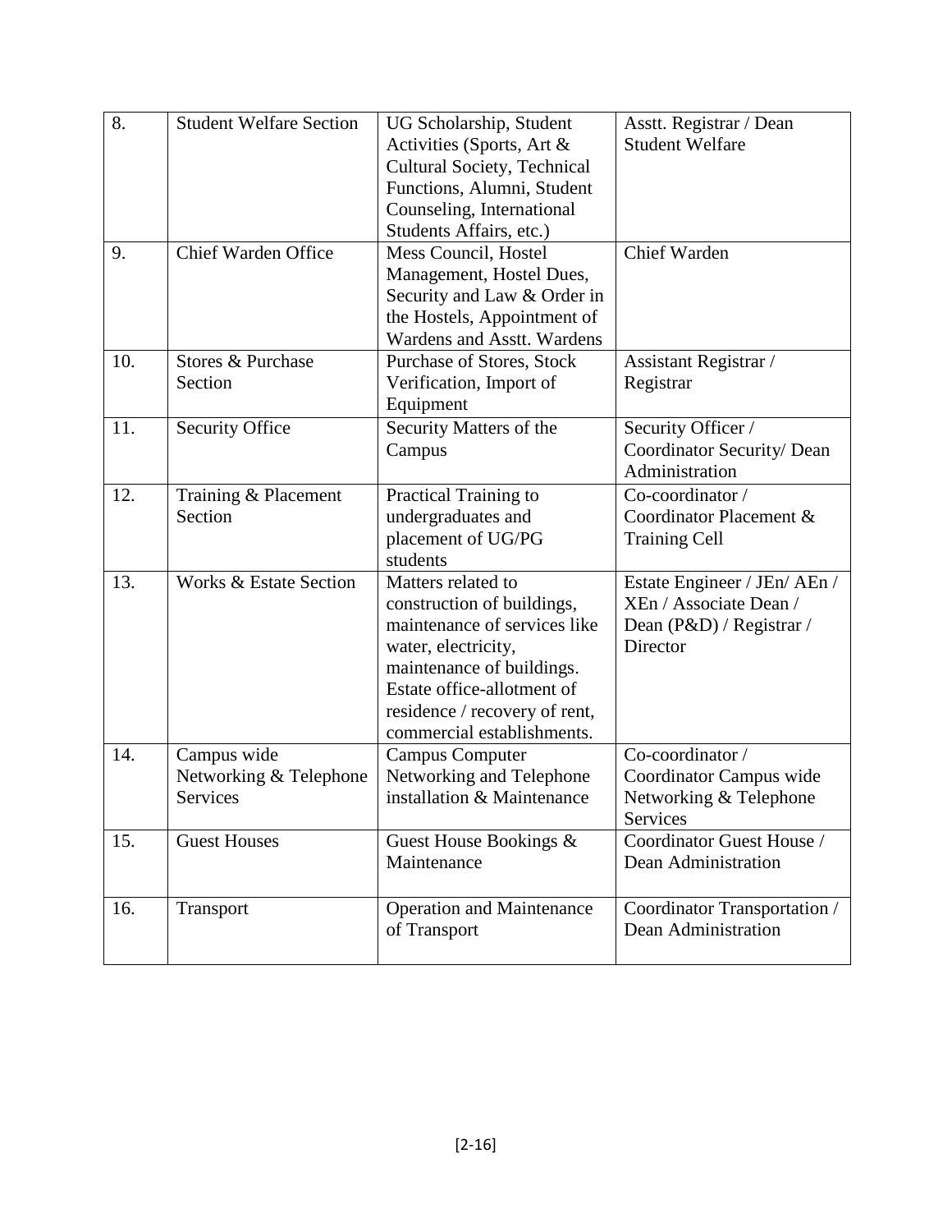| 8. | Student Welfare Section | UG Scholarship, Student Activities (Sports, Art & Cultural Society, Technical Functions, Alumni, Student Counseling, International Students Affairs, etc.) | Asstt. Registrar / Dean Student Welfare |
|---|---|---|---|
| 9. | Chief Warden Office | Mess Council, Hostel Management, Hostel Dues, Security and Law & Order in the Hostels, Appointment of Wardens and Asstt. Wardens | Chief Warden |
| 10. | Stores & Purchase Section | Purchase of Stores, Stock Verification, Import of Equipment | Assistant Registrar / Registrar |
| 11. | Security Office | Security Matters of the Campus | Security Officer / Coordinator Security/ Dean Administration |
| 12. | Training & Placement Section | Practical Training to undergraduates and placement of UG/PG students | Co-coordinator / Coordinator Placement & Training Cell |
| 13. | Works & Estate Section | Matters related to construction of buildings, maintenance of services like water, electricity, maintenance of buildings. Estate office-allotment of residence / recovery of rent, commercial establishments. | Estate Engineer / JEn/ AEn / XEn / Associate Dean / Dean (P&D) / Registrar / Director |
| 14. | Campus wide Networking & Telephone Services | Campus Computer Networking and Telephone installation & Maintenance | Co-coordinator / Coordinator Campus wide Networking & Telephone Services |
| 15. | Guest Houses | Guest House Bookings & Maintenance | Coordinator Guest House / Dean Administration |
| 16. | Transport | Operation and Maintenance of Transport | Coordinator Transportation / Dean Administration |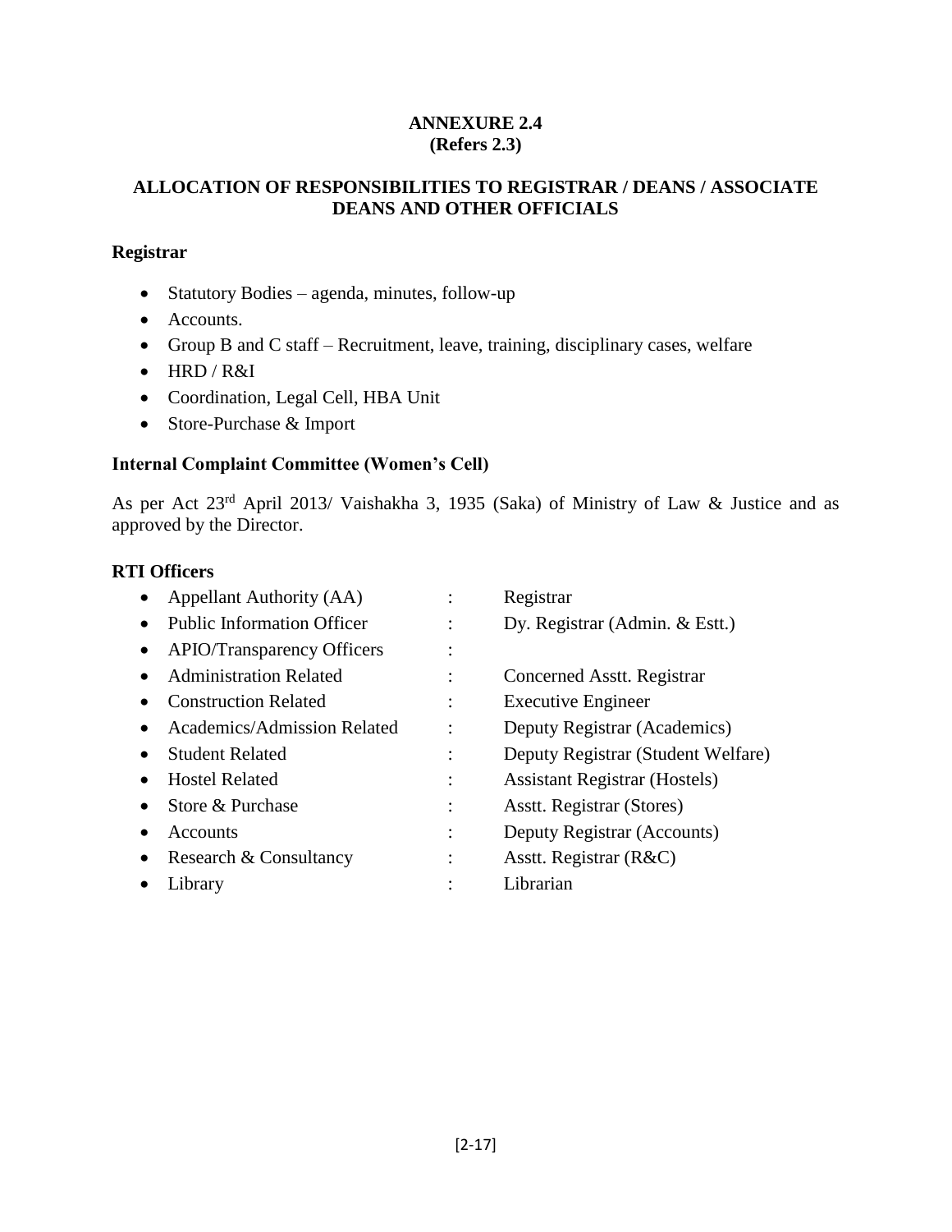**ANNEXURE 2.4**
**(Refers 2.3)**

## ALLOCATION OF RESPONSIBILITIES TO REGISTRAR / DEANS / ASSOCIATE DEANS AND OTHER OFFICIALS

### Registrar

- Statutory Bodies – agenda, minutes, follow-up
- Accounts.
- Group B and C staff – Recruitment, leave, training, disciplinary cases, welfare
- HRD / R&I
- Coordination, Legal Cell, HBA Unit
- Store-Purchase & Import

### Internal Complaint Committee (Women's Cell)

As per Act 23rd April 2013/ Vaishakha 3, 1935 (Saka) of Ministry of Law & Justice and as approved by the Director.

### RTI Officers

- Appellant Authority (AA) : Registrar
- Public Information Officer : Dy. Registrar (Admin. & Estt.)
- APIO/Transparency Officers :
- Administration Related : Concerned Asstt. Registrar
- Construction Related : Executive Engineer
- Academics/Admission Related : Deputy Registrar (Academics)
- Student Related : Deputy Registrar (Student Welfare)
- Hostel Related : Assistant Registrar (Hostels)
- Store & Purchase : Asstt. Registrar (Stores)
- Accounts : Deputy Registrar (Accounts)
- Research & Consultancy : Asstt. Registrar (R&C)
- Library : Librarian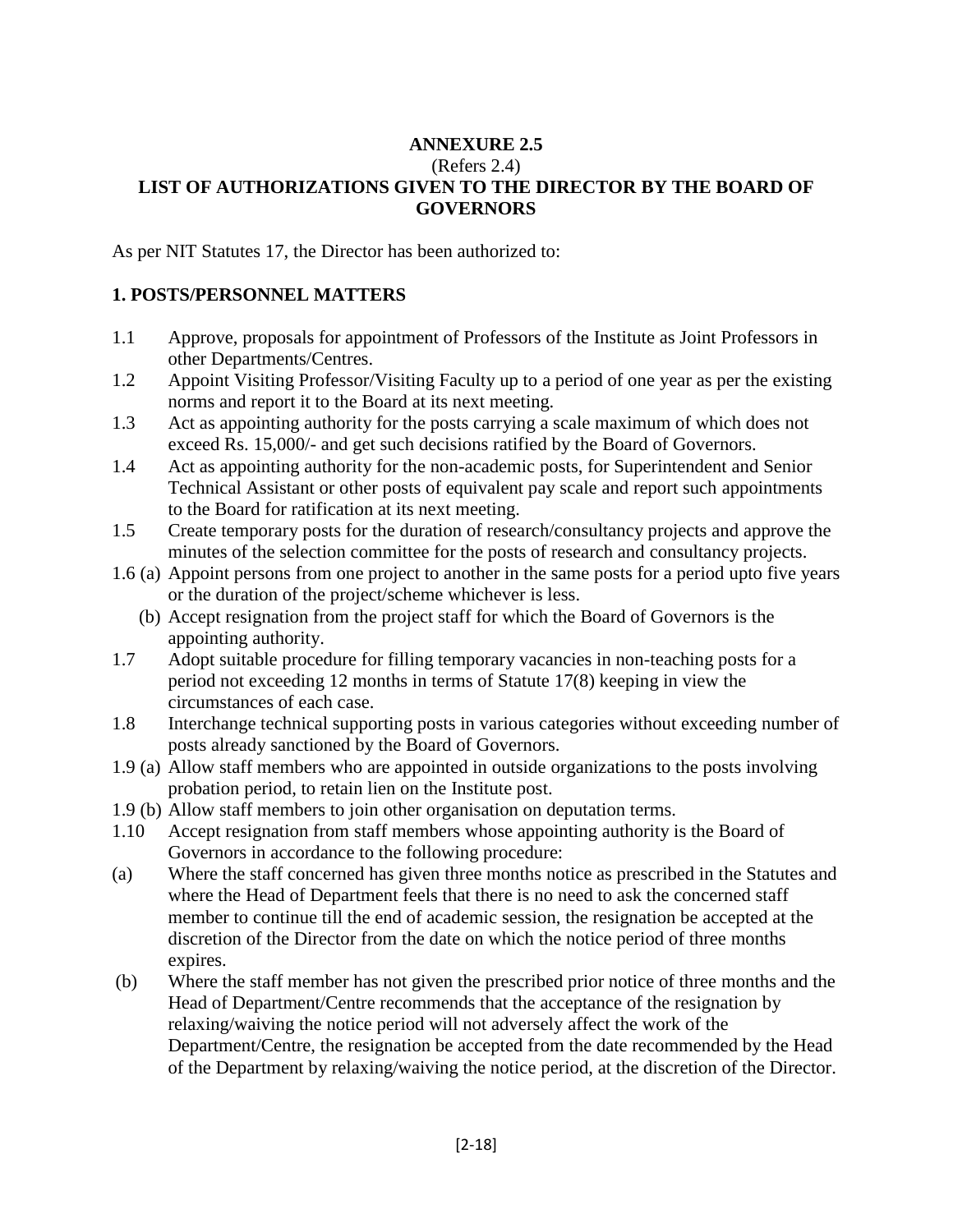# ANNEXURE 2.5

(Refers 2.4)

## LIST OF AUTHORIZATIONS GIVEN TO THE DIRECTOR BY THE BOARD OF GOVERNORS

As per NIT Statutes 17, the Director has been authorized to:

### 1. POSTS/PERSONNEL MATTERS

1.1 Approve, proposals for appointment of Professors of the Institute as Joint Professors in other Departments/Centres.

1.2 Appoint Visiting Professor/Visiting Faculty up to a period of one year as per the existing norms and report it to the Board at its next meeting.

1.3 Act as appointing authority for the posts carrying a scale maximum of which does not exceed Rs. 15,000/- and get such decisions ratified by the Board of Governors.

1.4 Act as appointing authority for the non-academic posts, for Superintendent and Senior Technical Assistant or other posts of equivalent pay scale and report such appointments to the Board for ratification at its next meeting.

1.5 Create temporary posts for the duration of research/consultancy projects and approve the minutes of the selection committee for the posts of research and consultancy projects.

1.6 (a) Appoint persons from one project to another in the same posts for a period upto five years or the duration of the project/scheme whichever is less.

(b) Accept resignation from the project staff for which the Board of Governors is the appointing authority.

1.7 Adopt suitable procedure for filling temporary vacancies in non-teaching posts for a period not exceeding 12 months in terms of Statute 17(8) keeping in view the circumstances of each case.

1.8 Interchange technical supporting posts in various categories without exceeding number of posts already sanctioned by the Board of Governors.

1.9 (a) Allow staff members who are appointed in outside organizations to the posts involving probation period, to retain lien on the Institute post.

1.9 (b) Allow staff members to join other organisation on deputation terms.

1.10 Accept resignation from staff members whose appointing authority is the Board of Governors in accordance to the following procedure:

(a) Where the staff concerned has given three months notice as prescribed in the Statutes and where the Head of Department feels that there is no need to ask the concerned staff member to continue till the end of academic session, the resignation be accepted at the discretion of the Director from the date on which the notice period of three months expires.

(b) Where the staff member has not given the prescribed prior notice of three months and the Head of Department/Centre recommends that the acceptance of the resignation by relaxing/waiving the notice period will not adversely affect the work of the Department/Centre, the resignation be accepted from the date recommended by the Head of the Department by relaxing/waiving the notice period, at the discretion of the Director.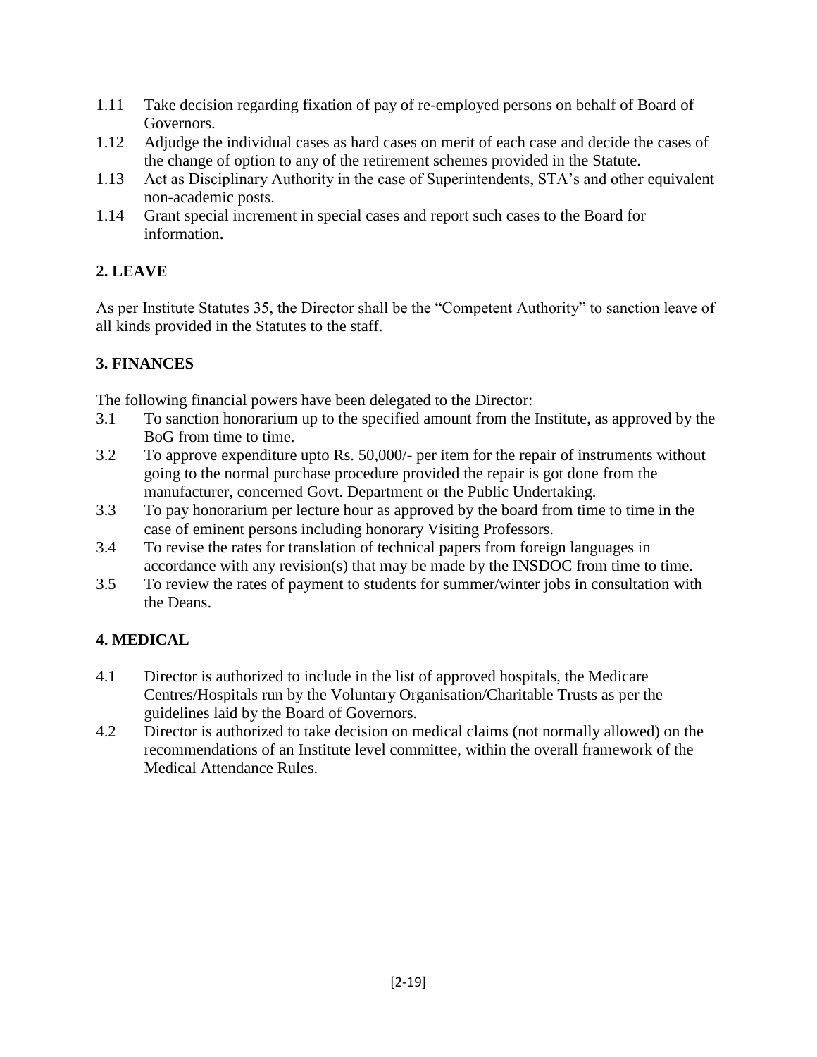1.11 Take decision regarding fixation of pay of re-employed persons on behalf of Board of Governors.

1.12 Adjudge the individual cases as hard cases on merit of each case and decide the cases of the change of option to any of the retirement schemes provided in the Statute.

1.13 Act as Disciplinary Authority in the case of Superintendents, STA's and other equivalent non-academic posts.

1.14 Grant special increment in special cases and report such cases to the Board for information.

## 2. LEAVE

As per Institute Statutes 35, the Director shall be the "Competent Authority" to sanction leave of all kinds provided in the Statutes to the staff.

## 3. FINANCES

The following financial powers have been delegated to the Director:

3.1 To sanction honorarium up to the specified amount from the Institute, as approved by the BoG from time to time.

3.2 To approve expenditure upto Rs. 50,000/- per item for the repair of instruments without going to the normal purchase procedure provided the repair is got done from the manufacturer, concerned Govt. Department or the Public Undertaking.

3.3 To pay honorarium per lecture hour as approved by the board from time to time in the case of eminent persons including honorary Visiting Professors.

3.4 To revise the rates for translation of technical papers from foreign languages in accordance with any revision(s) that may be made by the INSDOC from time to time.

3.5 To review the rates of payment to students for summer/winter jobs in consultation with the Deans.

## 4. MEDICAL

4.1 Director is authorized to include in the list of approved hospitals, the Medicare Centres/Hospitals run by the Voluntary Organisation/Charitable Trusts as per the guidelines laid by the Board of Governors.

4.2 Director is authorized to take decision on medical claims (not normally allowed) on the recommendations of an Institute level committee, within the overall framework of the Medical Attendance Rules.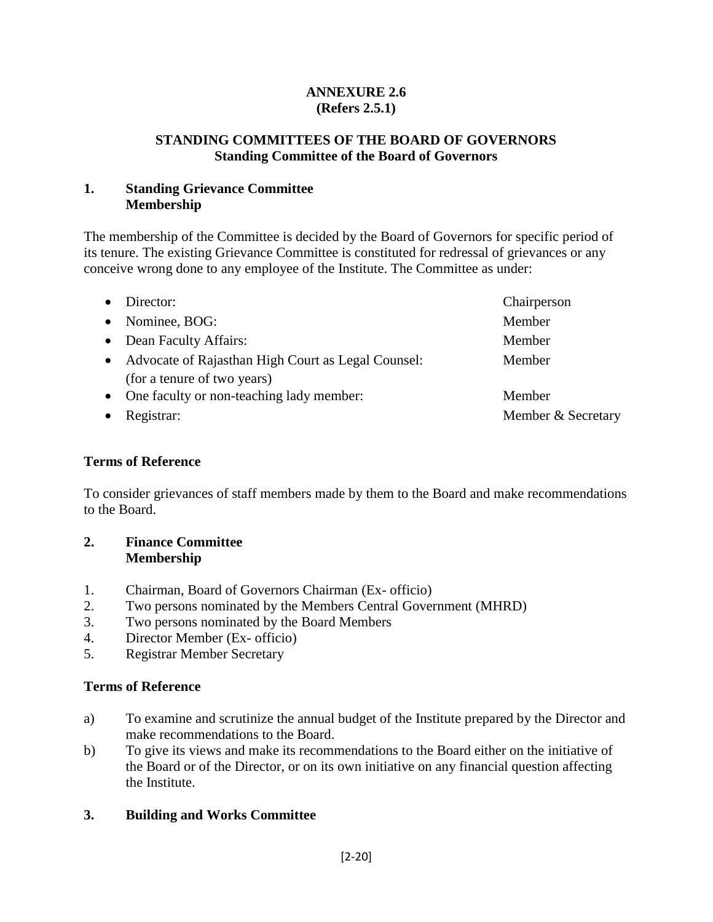**ANNEXURE 2.6**
**(Refers 2.5.1)**

## STANDING COMMITTEES OF THE BOARD OF GOVERNORS
**Standing Committee of the Board of Governors**

### 1. Standing Grievance Committee
**Membership**

The membership of the Committee is decided by the Board of Governors for specific period of its tenure. The existing Grievance Committee is constituted for redressal of grievances or any conceive wrong done to any employee of the Institute. The Committee as under:

- Director: Chairperson
- Nominee, BOG: Member
- Dean Faculty Affairs: Member
- Advocate of Rajasthan High Court as Legal Counsel: (for a tenure of two years) Member
- One faculty or non-teaching lady member: Member
- Registrar: Member & Secretary

**Terms of Reference**

To consider grievances of staff members made by them to the Board and make recommendations to the Board.

### 2. Finance Committee
**Membership**

1. Chairman, Board of Governors Chairman (Ex- officio)
2. Two persons nominated by the Members Central Government (MHRD)
3. Two persons nominated by the Board Members
4. Director Member (Ex- officio)
5. Registrar Member Secretary

**Terms of Reference**

a) To examine and scrutinize the annual budget of the Institute prepared by the Director and make recommendations to the Board.

b) To give its views and make its recommendations to the Board either on the initiative of the Board or of the Director, or on its own initiative on any financial question affecting the Institute.

### 3. Building and Works Committee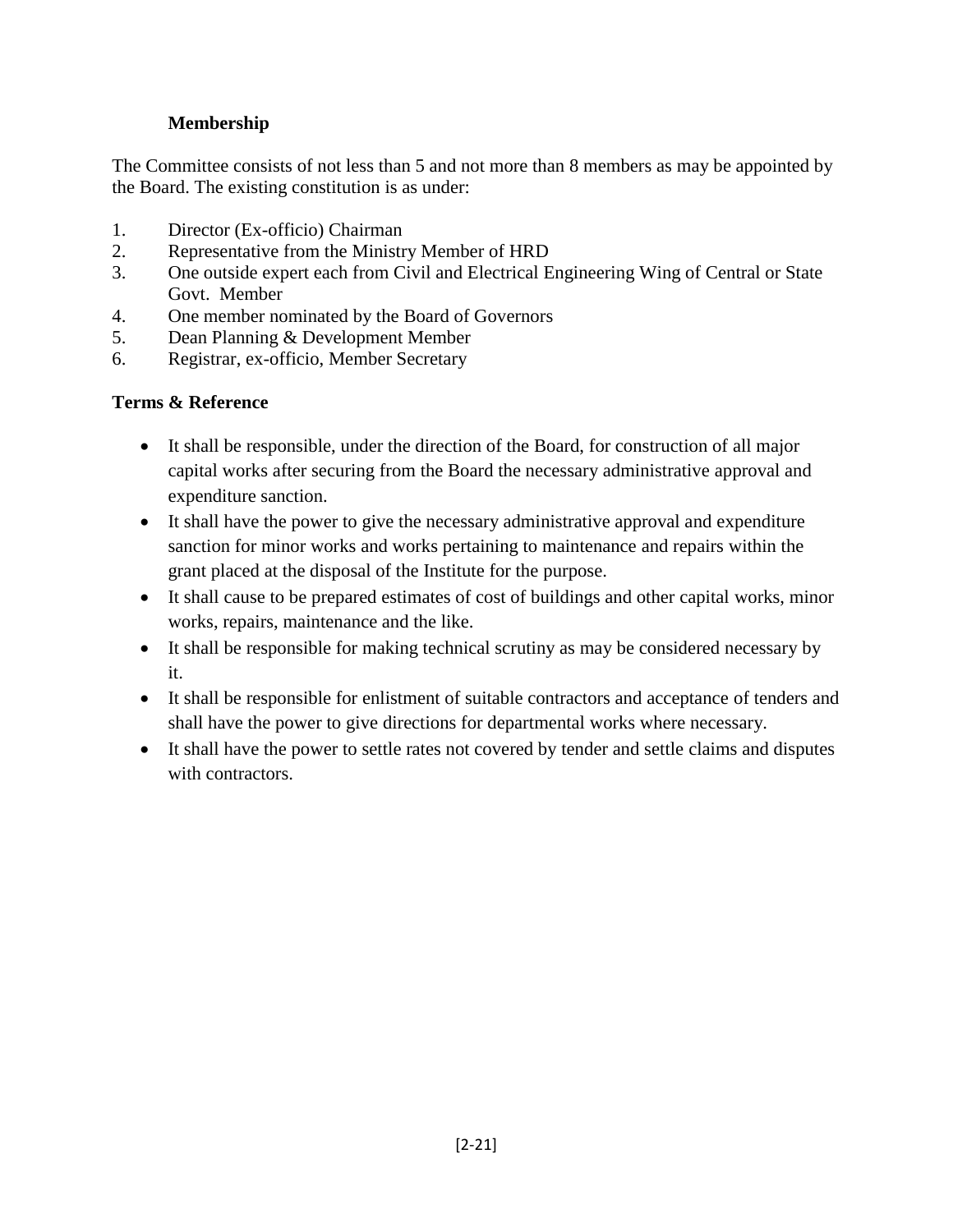**Membership**

The Committee consists of not less than 5 and not more than 8 members as may be appointed by the Board. The existing constitution is as under:

1. Director (Ex-officio) Chairman
2. Representative from the Ministry Member of HRD
3. One outside expert each from Civil and Electrical Engineering Wing of Central or State Govt. Member
4. One member nominated by the Board of Governors
5. Dean Planning & Development Member
6. Registrar, ex-officio, Member Secretary

**Terms & Reference**

- It shall be responsible, under the direction of the Board, for construction of all major capital works after securing from the Board the necessary administrative approval and expenditure sanction.
- It shall have the power to give the necessary administrative approval and expenditure sanction for minor works and works pertaining to maintenance and repairs within the grant placed at the disposal of the Institute for the purpose.
- It shall cause to be prepared estimates of cost of buildings and other capital works, minor works, repairs, maintenance and the like.
- It shall be responsible for making technical scrutiny as may be considered necessary by it.
- It shall be responsible for enlistment of suitable contractors and acceptance of tenders and shall have the power to give directions for departmental works where necessary.
- It shall have the power to settle rates not covered by tender and settle claims and disputes with contractors.